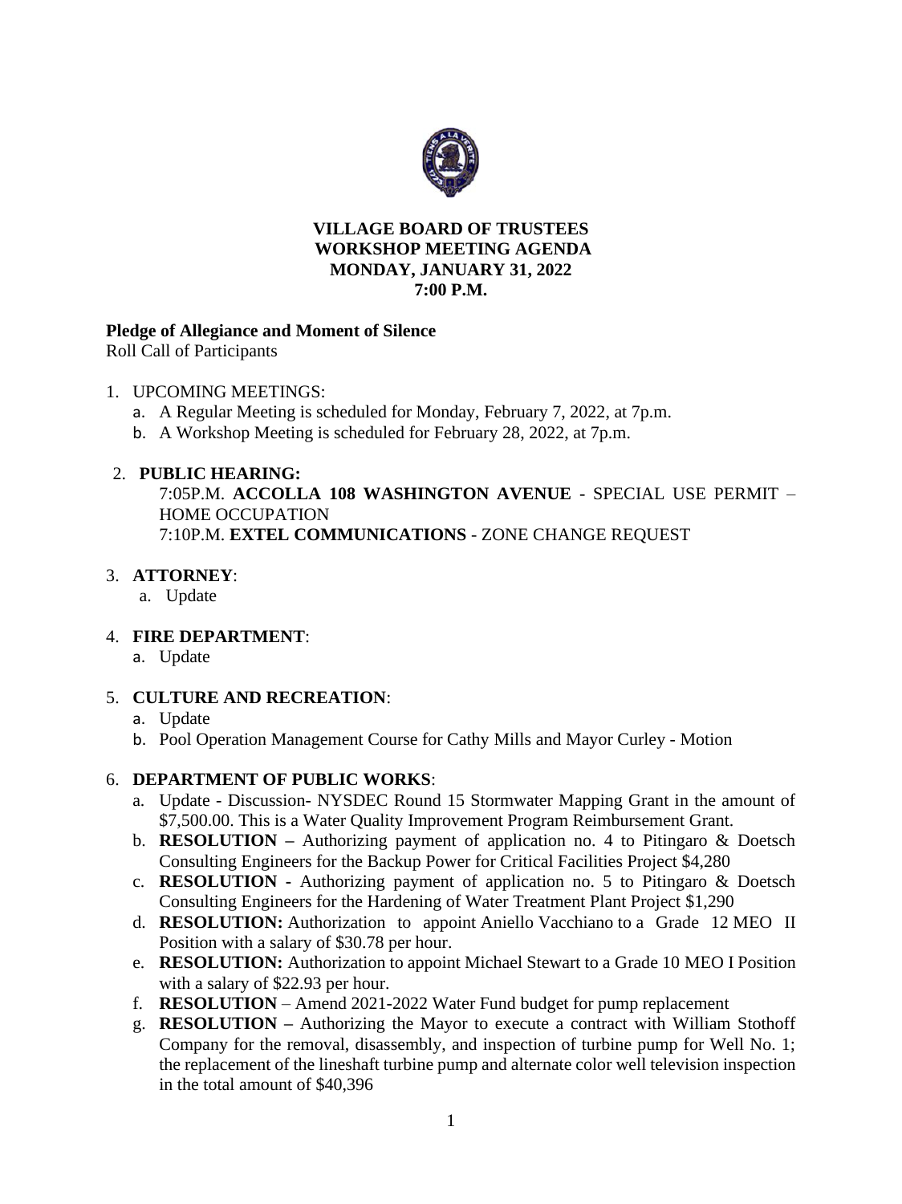# VILLAGE BOARD OF TRUSTEES
# WORKSHOP MEETING AGENDA
# MONDAY, JANUARY 31, 2022
# 7:00 P.M.

**Pledge of Allegiance and Moment of Silence**

Roll Call of Participants

1. UPCOMING MEETINGS:
   a. A Regular Meeting is scheduled for Monday, February 7, 2022, at 7p.m.
   b. A Workshop Meeting is scheduled for February 28, 2022, at 7p.m.

2. **PUBLIC HEARING:**
   7:05P.M. **ACCOLLA 108 WASHINGTON AVENUE** - SPECIAL USE PERMIT – HOME OCCUPATION
   7:10P.M. **EXTEL COMMUNICATIONS** - ZONE CHANGE REQUEST

3. **ATTORNEY**:
   a. Update

4. **FIRE DEPARTMENT**:
   a. Update

5. **CULTURE AND RECREATION**:
   a. Update
   b. Pool Operation Management Course for Cathy Mills and Mayor Curley - Motion

6. **DEPARTMENT OF PUBLIC WORKS**:
   a. Update - Discussion- NYSDEC Round 15 Stormwater Mapping Grant in the amount of $7,500.00. This is a Water Quality Improvement Program Reimbursement Grant.
   b. **RESOLUTION –** Authorizing payment of application no. 4 to Pitingaro & Doetsch Consulting Engineers for the Backup Power for Critical Facilities Project $4,280
   c. **RESOLUTION -** Authorizing payment of application no. 5 to Pitingaro & Doetsch Consulting Engineers for the Hardening of Water Treatment Plant Project $1,290
   d. **RESOLUTION:** Authorization to appoint Aniello Vacchiano to a Grade 12 MEO II Position with a salary of $30.78 per hour.
   e. **RESOLUTION:** Authorization to appoint Michael Stewart to a Grade 10 MEO I Position with a salary of $22.93 per hour.
   f. **RESOLUTION** – Amend 2021-2022 Water Fund budget for pump replacement
   g. **RESOLUTION –** Authorizing the Mayor to execute a contract with William Stothoff Company for the removal, disassembly, and inspection of turbine pump for Well No. 1; the replacement of the lineshaft turbine pump and alternate color well television inspection in the total amount of $40,396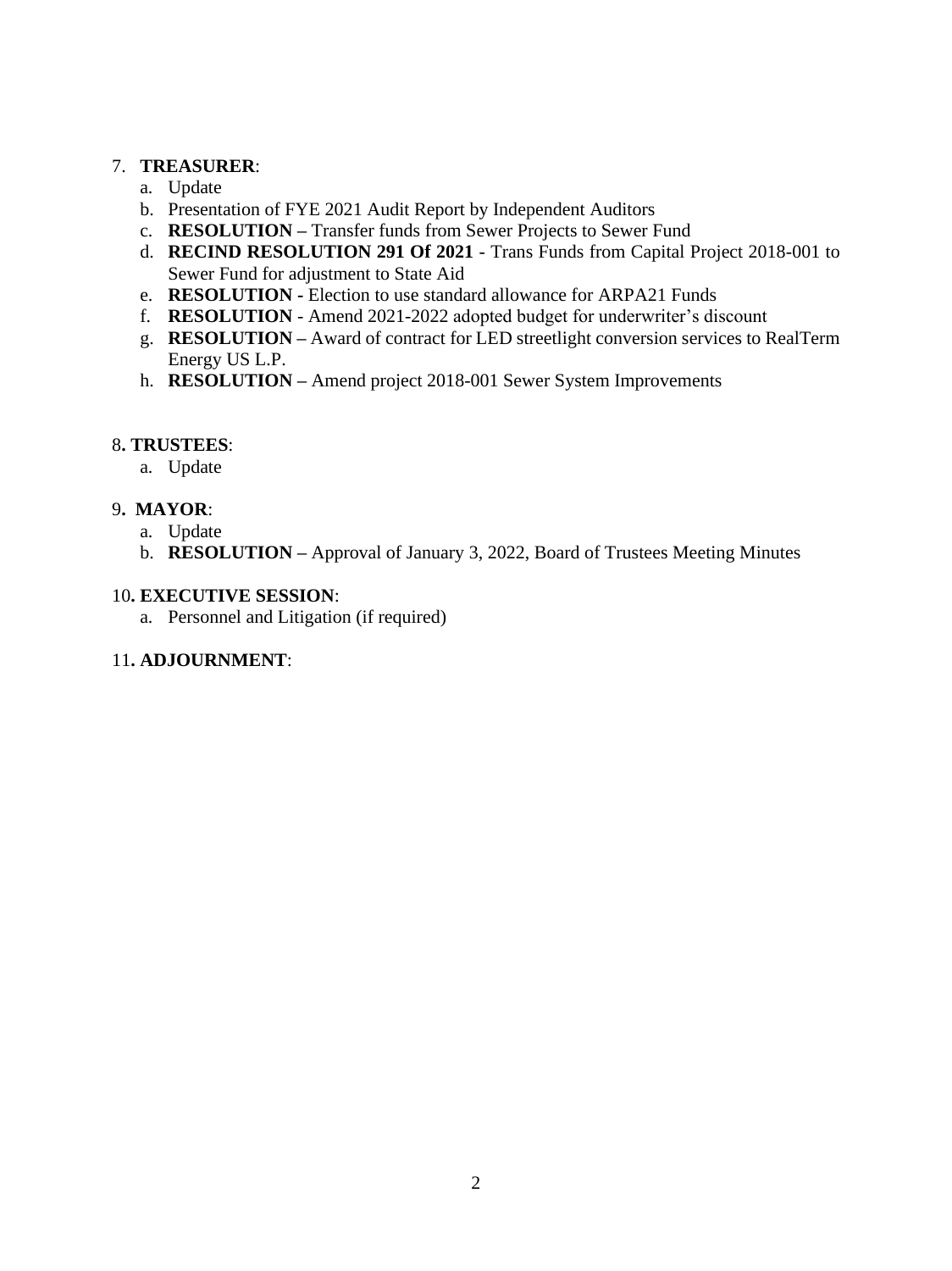7. **TREASURER**:
    a. Update
    b. Presentation of FYE 2021 Audit Report by Independent Auditors
    c. **RESOLUTION –** Transfer funds from Sewer Projects to Sewer Fund
    d. **RECIND RESOLUTION 291 Of 2021** - Trans Funds from Capital Project 2018-001 to Sewer Fund for adjustment to State Aid
    e. **RESOLUTION -** Election to use standard allowance for ARPA21 Funds
    f. **RESOLUTION** - Amend 2021-2022 adopted budget for underwriter's discount
    g. **RESOLUTION –** Award of contract for LED streetlight conversion services to RealTerm Energy US L.P.
    h. **RESOLUTION –** Amend project 2018-001 Sewer System Improvements

8**. TRUSTEES**:
    a. Update

9**. MAYOR**:
    a. Update
    b. **RESOLUTION –** Approval of January 3, 2022, Board of Trustees Meeting Minutes

10**. EXECUTIVE SESSION**:
    a. Personnel and Litigation (if required)

11**. ADJOURNMENT**: